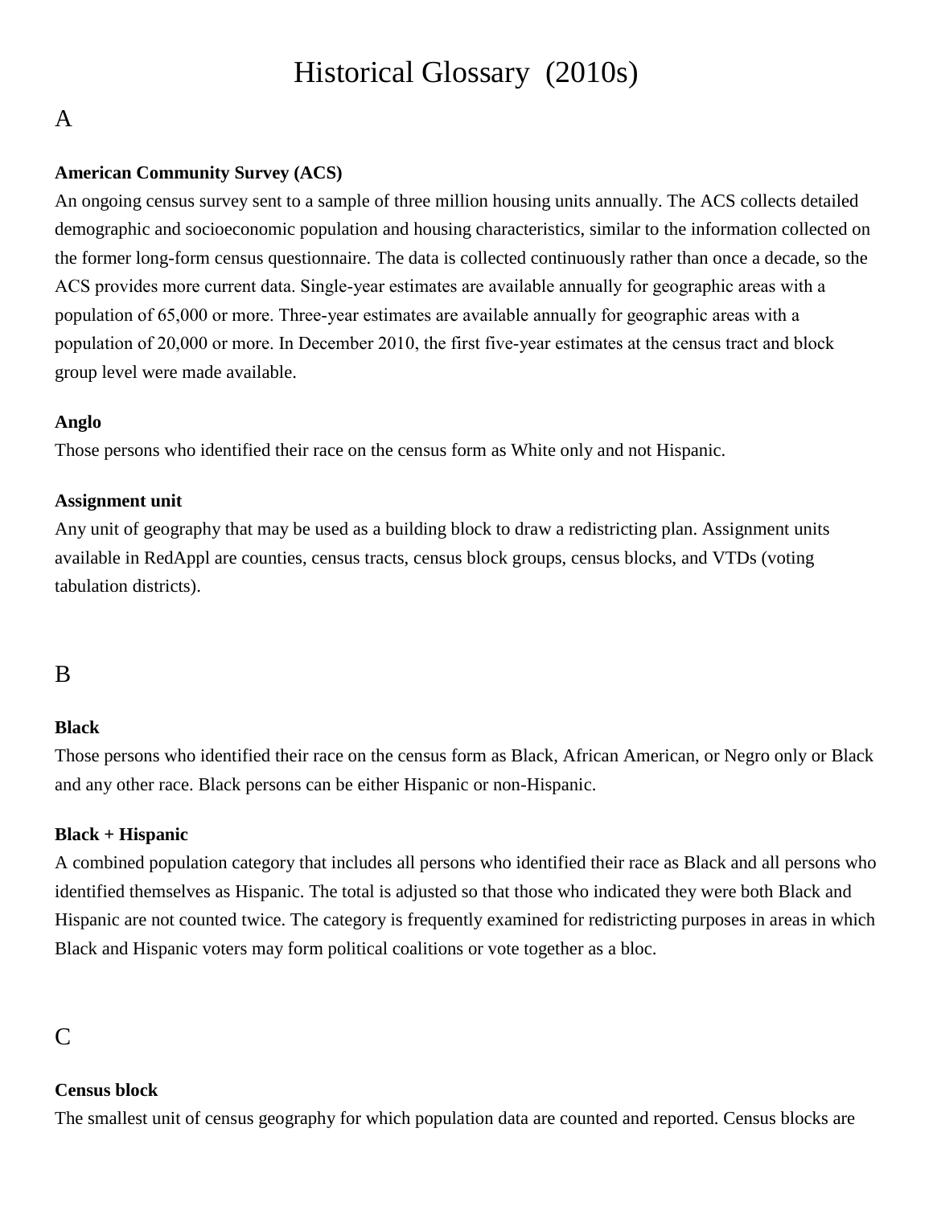# Historical Glossary (2010s)

## A

### American Community Survey (ACS)

An ongoing census survey sent to a sample of three million housing units annually. The ACS collects detailed demographic and socioeconomic population and housing characteristics, similar to the information collected on the former long-form census questionnaire. The data is collected continuously rather than once a decade, so the ACS provides more current data. Single-year estimates are available annually for geographic areas with a population of 65,000 or more. Three-year estimates are available annually for geographic areas with a population of 20,000 or more. In December 2010, the first five-year estimates at the census tract and block group level were made available.

### Anglo

Those persons who identified their race on the census form as White only and not Hispanic.

### Assignment unit

Any unit of geography that may be used as a building block to draw a redistricting plan. Assignment units available in RedAppl are counties, census tracts, census block groups, census blocks, and VTDs (voting tabulation districts).

## B

### Black

Those persons who identified their race on the census form as Black, African American, or Negro only or Black and any other race. Black persons can be either Hispanic or non-Hispanic.

### Black + Hispanic

A combined population category that includes all persons who identified their race as Black and all persons who identified themselves as Hispanic. The total is adjusted so that those who indicated they were both Black and Hispanic are not counted twice. The category is frequently examined for redistricting purposes in areas in which Black and Hispanic voters may form political coalitions or vote together as a bloc.

## C

### Census block

The smallest unit of census geography for which population data are counted and reported. Census blocks are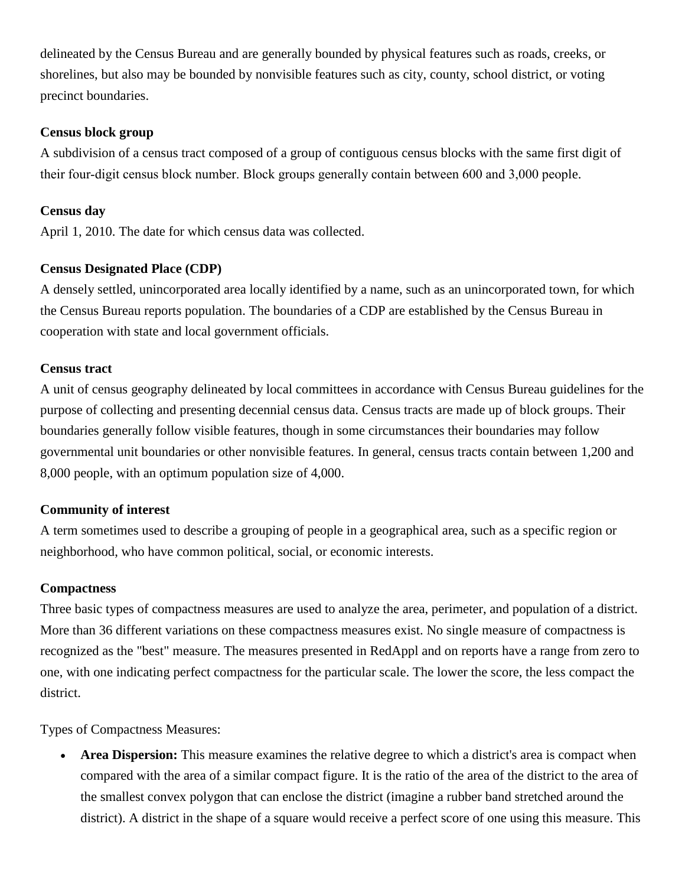delineated by the Census Bureau and are generally bounded by physical features such as roads, creeks, or shorelines, but also may be bounded by nonvisible features such as city, county, school district, or voting precinct boundaries.

**Census block group**

A subdivision of a census tract composed of a group of contiguous census blocks with the same first digit of their four-digit census block number. Block groups generally contain between 600 and 3,000 people.

**Census day**

April 1, 2010. The date for which census data was collected.

**Census Designated Place (CDP)**

A densely settled, unincorporated area locally identified by a name, such as an unincorporated town, for which the Census Bureau reports population. The boundaries of a CDP are established by the Census Bureau in cooperation with state and local government officials.

**Census tract**

A unit of census geography delineated by local committees in accordance with Census Bureau guidelines for the purpose of collecting and presenting decennial census data. Census tracts are made up of block groups. Their boundaries generally follow visible features, though in some circumstances their boundaries may follow governmental unit boundaries or other nonvisible features. In general, census tracts contain between 1,200 and 8,000 people, with an optimum population size of 4,000.

**Community of interest**

A term sometimes used to describe a grouping of people in a geographical area, such as a specific region or neighborhood, who have common political, social, or economic interests.

**Compactness**

Three basic types of compactness measures are used to analyze the area, perimeter, and population of a district. More than 36 different variations on these compactness measures exist. No single measure of compactness is recognized as the "best" measure. The measures presented in RedAppl and on reports have a range from zero to one, with one indicating perfect compactness for the particular scale. The lower the score, the less compact the district.

Types of Compactness Measures:

- **Area Dispersion:** This measure examines the relative degree to which a district's area is compact when compared with the area of a similar compact figure. It is the ratio of the area of the district to the area of the smallest convex polygon that can enclose the district (imagine a rubber band stretched around the district). A district in the shape of a square would receive a perfect score of one using this measure. This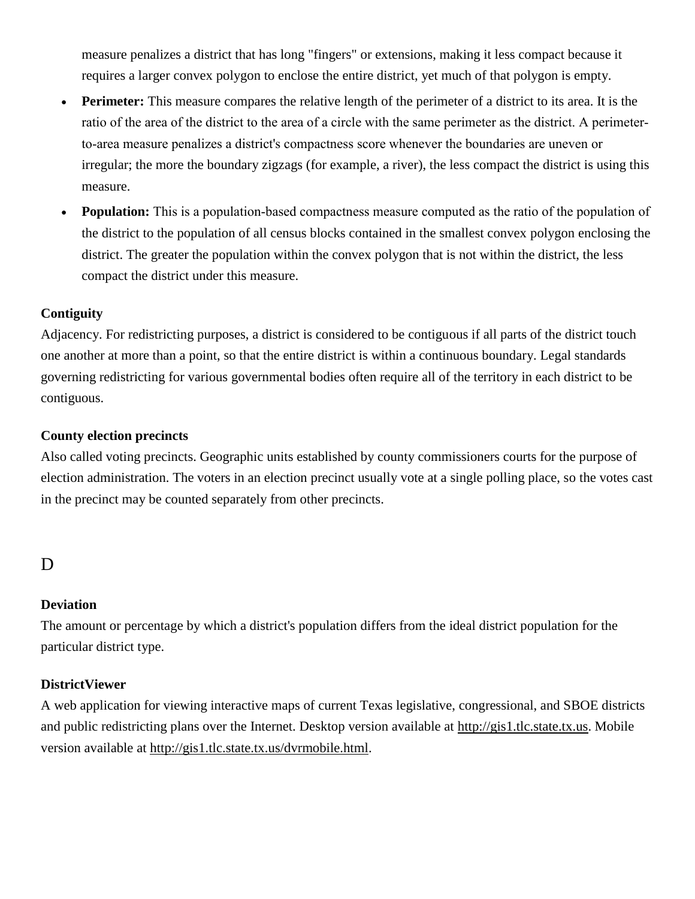measure penalizes a district that has long "fingers" or extensions, making it less compact because it requires a larger convex polygon to enclose the entire district, yet much of that polygon is empty.

- **Perimeter:** This measure compares the relative length of the perimeter of a district to its area. It is the ratio of the area of the district to the area of a circle with the same perimeter as the district. A perimeter-to-area measure penalizes a district's compactness score whenever the boundaries are uneven or irregular; the more the boundary zigzags (for example, a river), the less compact the district is using this measure.
- **Population:** This is a population-based compactness measure computed as the ratio of the population of the district to the population of all census blocks contained in the smallest convex polygon enclosing the district. The greater the population within the convex polygon that is not within the district, the less compact the district under this measure.

**Contiguity**
Adjacency. For redistricting purposes, a district is considered to be contiguous if all parts of the district touch one another at more than a point, so that the entire district is within a continuous boundary. Legal standards governing redistricting for various governmental bodies often require all of the territory in each district to be contiguous.

**County election precincts**
Also called voting precincts. Geographic units established by county commissioners courts for the purpose of election administration. The voters in an election precinct usually vote at a single polling place, so the votes cast in the precinct may be counted separately from other precincts.

## D

**Deviation**
The amount or percentage by which a district's population differs from the ideal district population for the particular district type.

**DistrictViewer**
A web application for viewing interactive maps of current Texas legislative, congressional, and SBOE districts and public redistricting plans over the Internet. Desktop version available at http://gis1.tlc.state.tx.us. Mobile version available at http://gis1.tlc.state.tx.us/dvrmobile.html.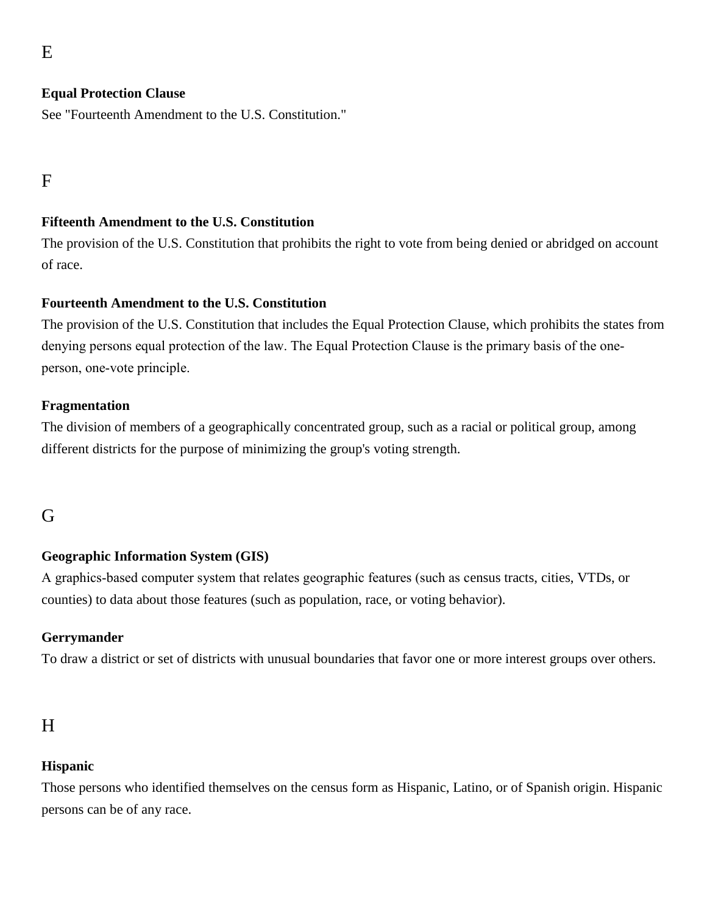## E

**Equal Protection Clause**

See "Fourteenth Amendment to the U.S. Constitution."

## F

**Fifteenth Amendment to the U.S. Constitution**

The provision of the U.S. Constitution that prohibits the right to vote from being denied or abridged on account of race.

**Fourteenth Amendment to the U.S. Constitution**

The provision of the U.S. Constitution that includes the Equal Protection Clause, which prohibits the states from denying persons equal protection of the law. The Equal Protection Clause is the primary basis of the one-person, one-vote principle.

**Fragmentation**

The division of members of a geographically concentrated group, such as a racial or political group, among different districts for the purpose of minimizing the group's voting strength.

## G

**Geographic Information System (GIS)**

A graphics-based computer system that relates geographic features (such as census tracts, cities, VTDs, or counties) to data about those features (such as population, race, or voting behavior).

**Gerrymander**

To draw a district or set of districts with unusual boundaries that favor one or more interest groups over others.

## H

**Hispanic**

Those persons who identified themselves on the census form as Hispanic, Latino, or of Spanish origin. Hispanic persons can be of any race.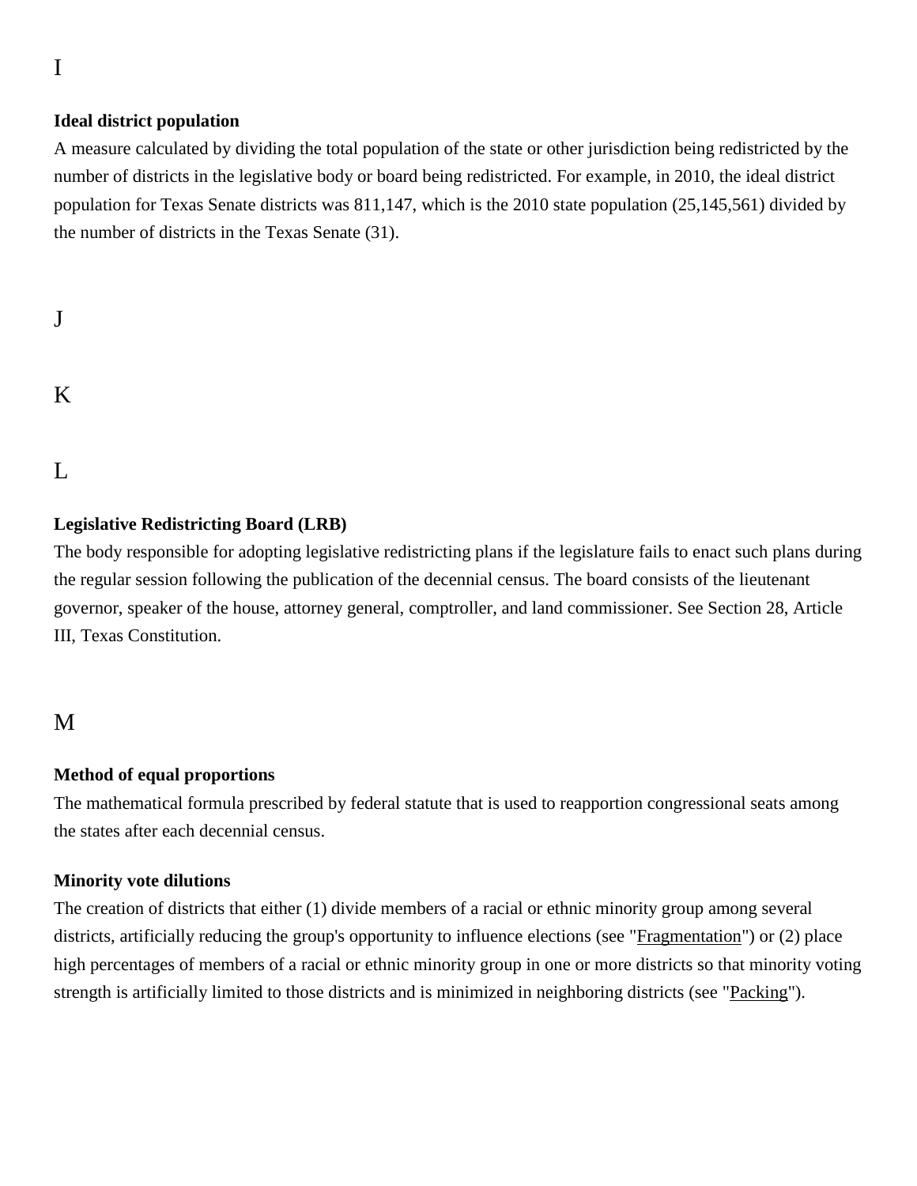## I

### Ideal district population

A measure calculated by dividing the total population of the state or other jurisdiction being redistricted by the number of districts in the legislative body or board being redistricted. For example, in 2010, the ideal district population for Texas Senate districts was 811,147, which is the 2010 state population (25,145,561) divided by the number of districts in the Texas Senate (31).

## J

## K

## L

### Legislative Redistricting Board (LRB)

The body responsible for adopting legislative redistricting plans if the legislature fails to enact such plans during the regular session following the publication of the decennial census. The board consists of the lieutenant governor, speaker of the house, attorney general, comptroller, and land commissioner. See Section 28, Article III, Texas Constitution.

## M

### Method of equal proportions

The mathematical formula prescribed by federal statute that is used to reapportion congressional seats among the states after each decennial census.

### Minority vote dilutions

The creation of districts that either (1) divide members of a racial or ethnic minority group among several districts, artificially reducing the group's opportunity to influence elections (see "Fragmentation") or (2) place high percentages of members of a racial or ethnic minority group in one or more districts so that minority voting strength is artificially limited to those districts and is minimized in neighboring districts (see "Packing").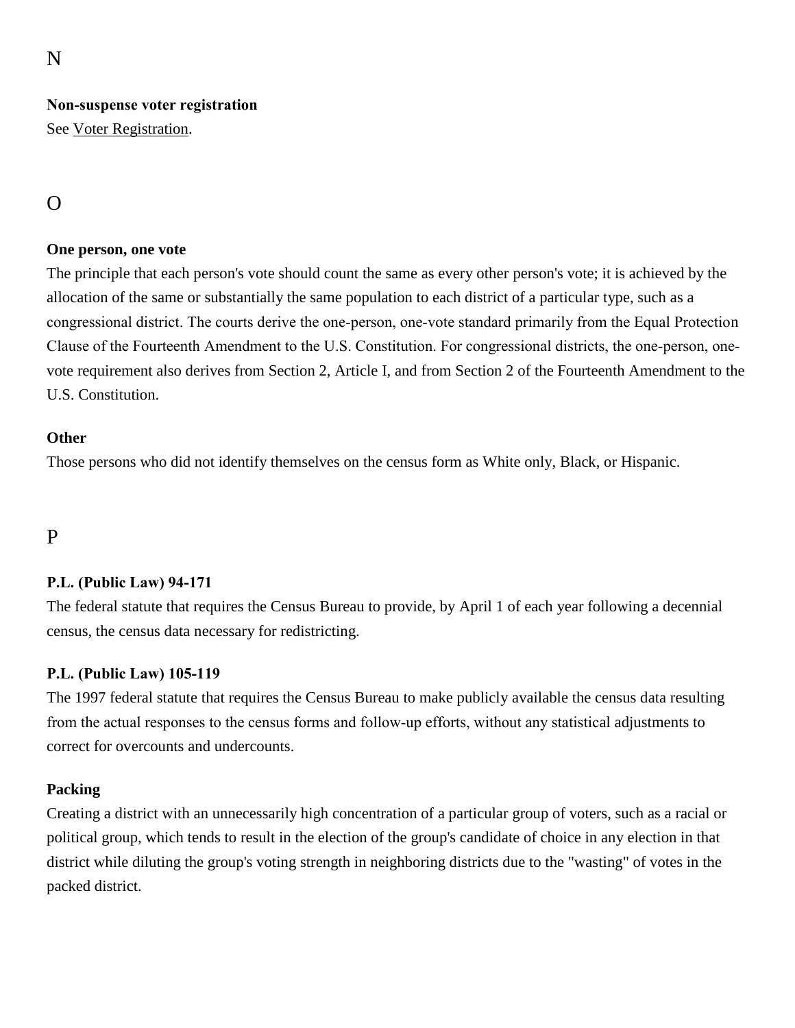## N

**Non-suspense voter registration**
See Voter Registration.

## O

**One person, one vote**
The principle that each person's vote should count the same as every other person's vote; it is achieved by the allocation of the same or substantially the same population to each district of a particular type, such as a congressional district. The courts derive the one-person, one-vote standard primarily from the Equal Protection Clause of the Fourteenth Amendment to the U.S. Constitution. For congressional districts, the one-person, one-vote requirement also derives from Section 2, Article I, and from Section 2 of the Fourteenth Amendment to the U.S. Constitution.

**Other**
Those persons who did not identify themselves on the census form as White only, Black, or Hispanic.

## P

**P.L. (Public Law) 94-171**
The federal statute that requires the Census Bureau to provide, by April 1 of each year following a decennial census, the census data necessary for redistricting.

**P.L. (Public Law) 105-119**
The 1997 federal statute that requires the Census Bureau to make publicly available the census data resulting from the actual responses to the census forms and follow-up efforts, without any statistical adjustments to correct for overcounts and undercounts.

**Packing**
Creating a district with an unnecessarily high concentration of a particular group of voters, such as a racial or political group, which tends to result in the election of the group's candidate of choice in any election in that district while diluting the group's voting strength in neighboring districts due to the "wasting" of votes in the packed district.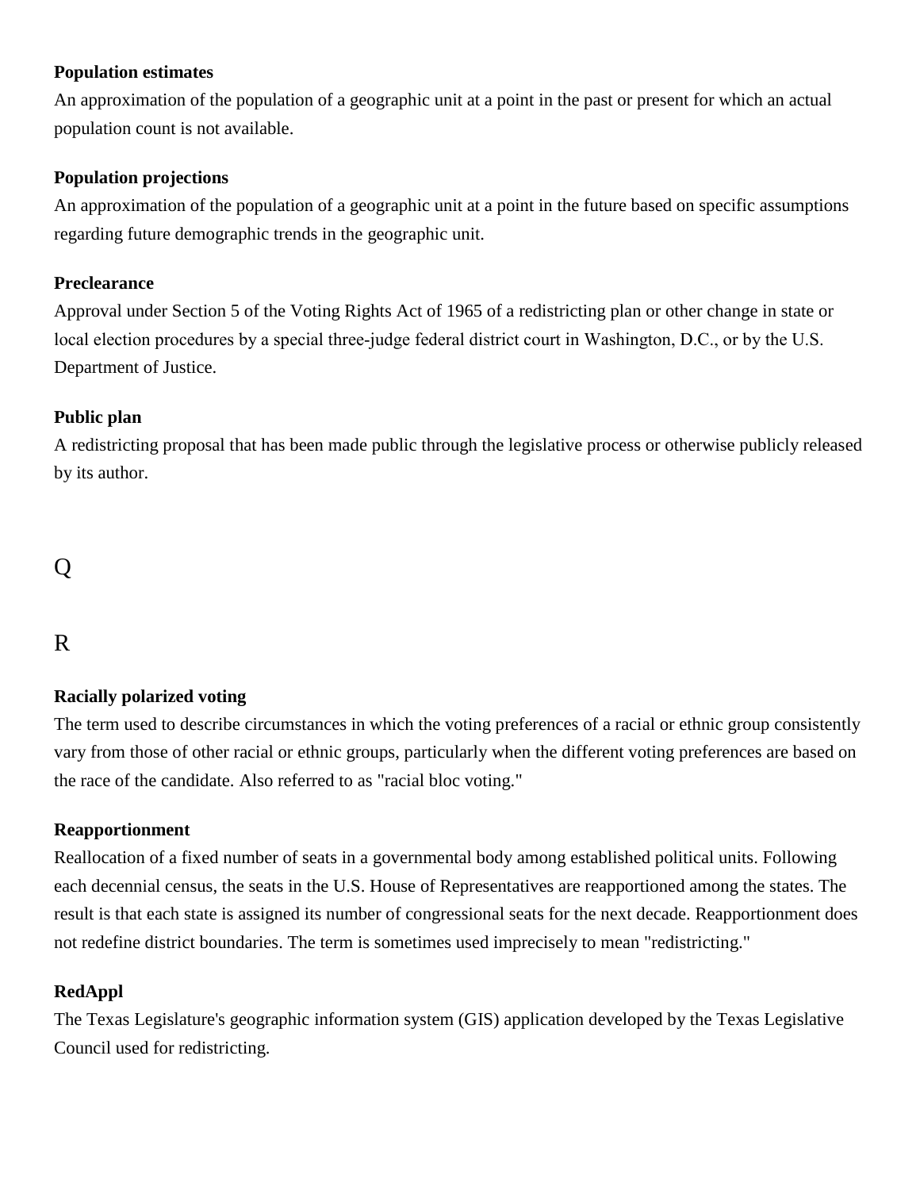**Population estimates**

An approximation of the population of a geographic unit at a point in the past or present for which an actual population count is not available.

**Population projections**

An approximation of the population of a geographic unit at a point in the future based on specific assumptions regarding future demographic trends in the geographic unit.

**Preclearance**

Approval under Section 5 of the Voting Rights Act of 1965 of a redistricting plan or other change in state or local election procedures by a special three-judge federal district court in Washington, D.C., or by the U.S. Department of Justice.

**Public plan**

A redistricting proposal that has been made public through the legislative process or otherwise publicly released by its author.

## Q

## R

**Racially polarized voting**

The term used to describe circumstances in which the voting preferences of a racial or ethnic group consistently vary from those of other racial or ethnic groups, particularly when the different voting preferences are based on the race of the candidate. Also referred to as "racial bloc voting."

**Reapportionment**

Reallocation of a fixed number of seats in a governmental body among established political units. Following each decennial census, the seats in the U.S. House of Representatives are reapportioned among the states. The result is that each state is assigned its number of congressional seats for the next decade. Reapportionment does not redefine district boundaries. The term is sometimes used imprecisely to mean "redistricting."

**RedAppl**

The Texas Legislature's geographic information system (GIS) application developed by the Texas Legislative Council used for redistricting.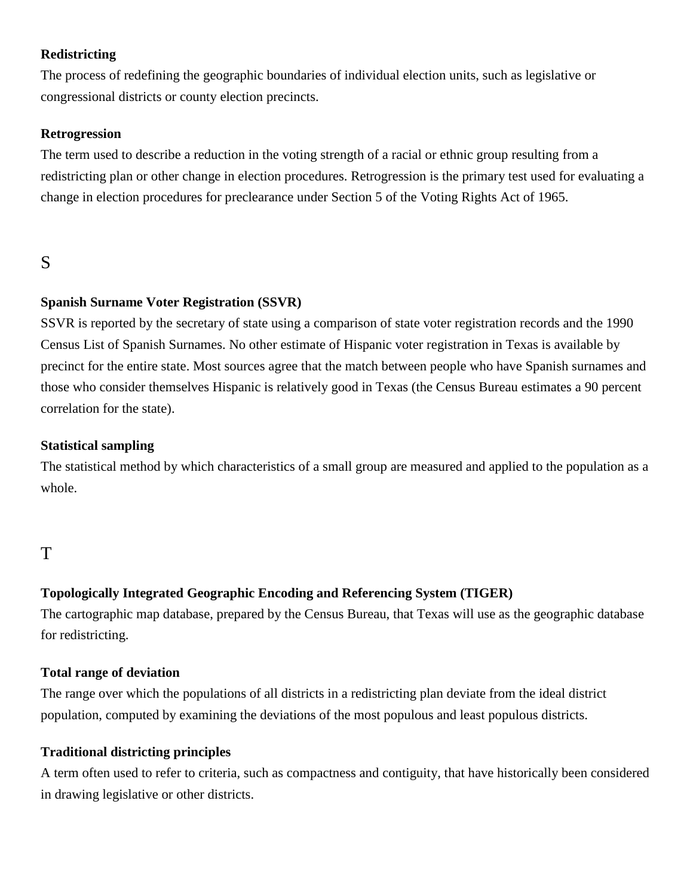**Redistricting**

The process of redefining the geographic boundaries of individual election units, such as legislative or congressional districts or county election precincts.

**Retrogression**

The term used to describe a reduction in the voting strength of a racial or ethnic group resulting from a redistricting plan or other change in election procedures. Retrogression is the primary test used for evaluating a change in election procedures for preclearance under Section 5 of the Voting Rights Act of 1965.

## S

**Spanish Surname Voter Registration (SSVR)**

SSVR is reported by the secretary of state using a comparison of state voter registration records and the 1990 Census List of Spanish Surnames. No other estimate of Hispanic voter registration in Texas is available by precinct for the entire state. Most sources agree that the match between people who have Spanish surnames and those who consider themselves Hispanic is relatively good in Texas (the Census Bureau estimates a 90 percent correlation for the state).

**Statistical sampling**

The statistical method by which characteristics of a small group are measured and applied to the population as a whole.

## T

**Topologically Integrated Geographic Encoding and Referencing System (TIGER)**

The cartographic map database, prepared by the Census Bureau, that Texas will use as the geographic database for redistricting.

**Total range of deviation**

The range over which the populations of all districts in a redistricting plan deviate from the ideal district population, computed by examining the deviations of the most populous and least populous districts.

**Traditional districting principles**

A term often used to refer to criteria, such as compactness and contiguity, that have historically been considered in drawing legislative or other districts.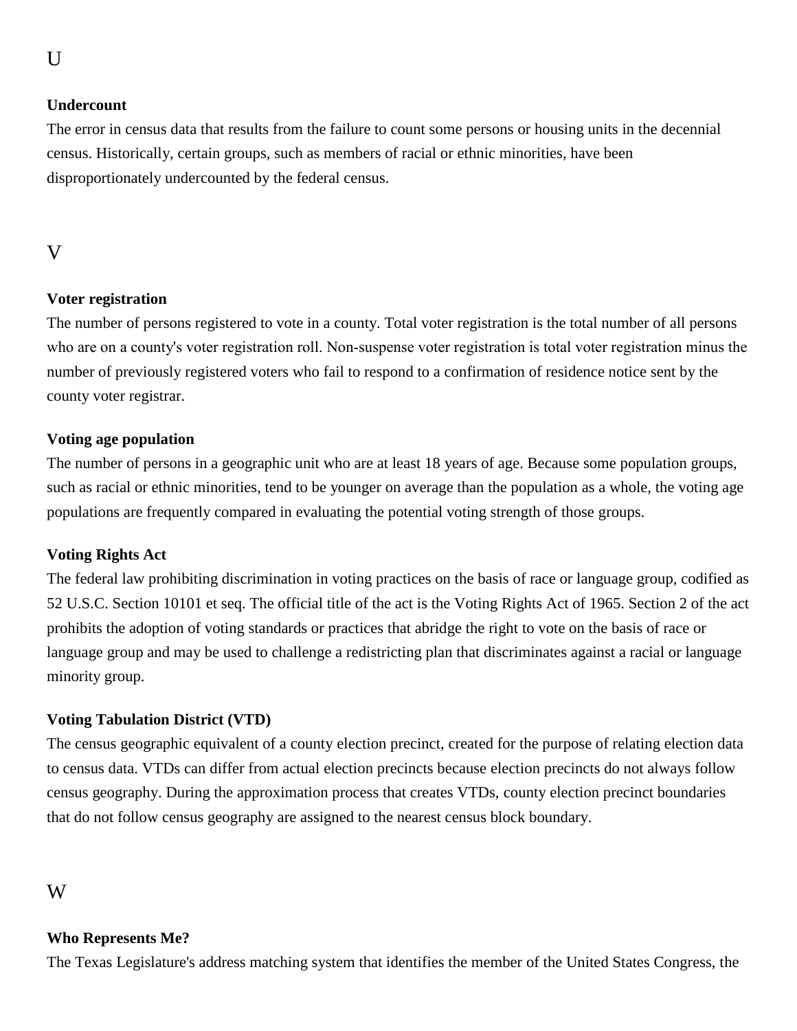## U

**Undercount**

The error in census data that results from the failure to count some persons or housing units in the decennial census. Historically, certain groups, such as members of racial or ethnic minorities, have been disproportionately undercounted by the federal census.

## V

**Voter registration**

The number of persons registered to vote in a county. Total voter registration is the total number of all persons who are on a county's voter registration roll. Non-suspense voter registration is total voter registration minus the number of previously registered voters who fail to respond to a confirmation of residence notice sent by the county voter registrar.

**Voting age population**

The number of persons in a geographic unit who are at least 18 years of age. Because some population groups, such as racial or ethnic minorities, tend to be younger on average than the population as a whole, the voting age populations are frequently compared in evaluating the potential voting strength of those groups.

**Voting Rights Act**

The federal law prohibiting discrimination in voting practices on the basis of race or language group, codified as 52 U.S.C. Section 10101 et seq. The official title of the act is the Voting Rights Act of 1965. Section 2 of the act prohibits the adoption of voting standards or practices that abridge the right to vote on the basis of race or language group and may be used to challenge a redistricting plan that discriminates against a racial or language minority group.

**Voting Tabulation District (VTD)**

The census geographic equivalent of a county election precinct, created for the purpose of relating election data to census data. VTDs can differ from actual election precincts because election precincts do not always follow census geography. During the approximation process that creates VTDs, county election precinct boundaries that do not follow census geography are assigned to the nearest census block boundary.

## W

**Who Represents Me?**

The Texas Legislature's address matching system that identifies the member of the United States Congress, the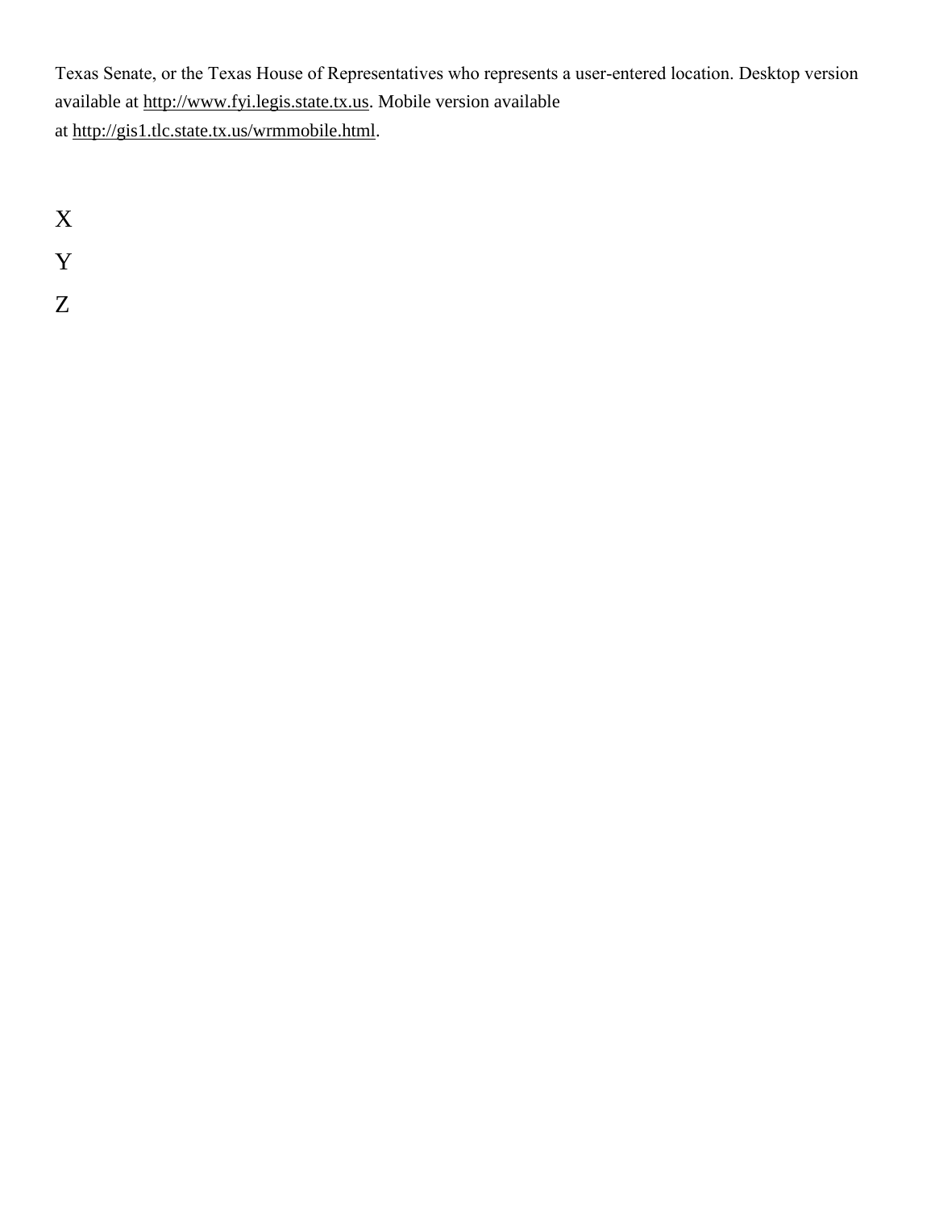Texas Senate, or the Texas House of Representatives who represents a user-entered location. Desktop version available at http://www.fyi.legis.state.tx.us. Mobile version available at http://gis1.tlc.state.tx.us/wrmmobile.html.

X

Y

Z